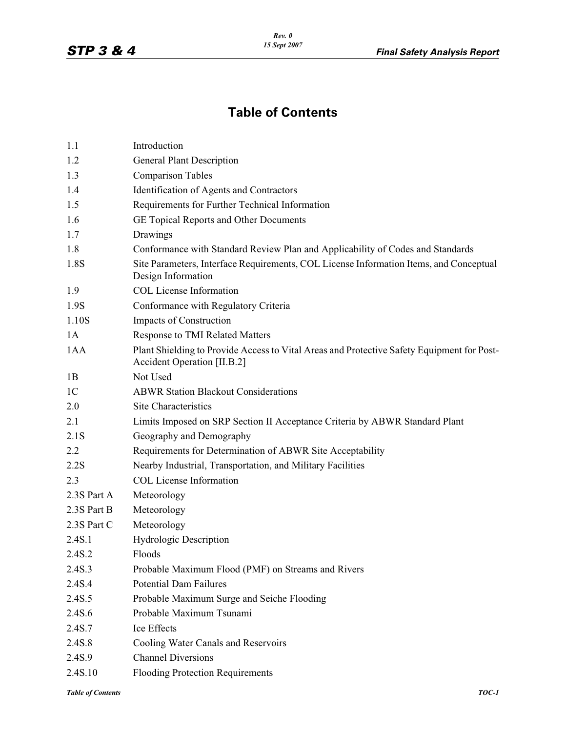# Table of Contents

| | |
|---|---|
| 1.1 | Introduction |
| 1.2 | General Plant Description |
| 1.3 | Comparison Tables |
| 1.4 | Identification of Agents and Contractors |
| 1.5 | Requirements for Further Technical Information |
| 1.6 | GE Topical Reports and Other Documents |
| 1.7 | Drawings |
| 1.8 | Conformance with Standard Review Plan and Applicability of Codes and Standards |
| 1.8S | Site Parameters, Interface Requirements, COL License Information Items, and Conceptual Design Information |
| 1.9 | COL License Information |
| 1.9S | Conformance with Regulatory Criteria |
| 1.10S | Impacts of Construction |
| 1A | Response to TMI Related Matters |
| 1AA | Plant Shielding to Provide Access to Vital Areas and Protective Safety Equipment for Post-Accident Operation [II.B.2] |
| 1B | Not Used |
| 1C | ABWR Station Blackout Considerations |
| 2.0 | Site Characteristics |
| 2.1 | Limits Imposed on SRP Section II Acceptance Criteria by ABWR Standard Plant |
| 2.1S | Geography and Demography |
| 2.2 | Requirements for Determination of ABWR Site Acceptability |
| 2.2S | Nearby Industrial, Transportation, and Military Facilities |
| 2.3 | COL License Information |
| 2.3S Part A | Meteorology |
| 2.3S Part B | Meteorology |
| 2.3S Part C | Meteorology |
| 2.4S.1 | Hydrologic Description |
| 2.4S.2 | Floods |
| 2.4S.3 | Probable Maximum Flood (PMF) on Streams and Rivers |
| 2.4S.4 | Potential Dam Failures |
| 2.4S.5 | Probable Maximum Surge and Seiche Flooding |
| 2.4S.6 | Probable Maximum Tsunami |
| 2.4S.7 | Ice Effects |
| 2.4S.8 | Cooling Water Canals and Reservoirs |
| 2.4S.9 | Channel Diversions |
| 2.4S.10 | Flooding Protection Requirements |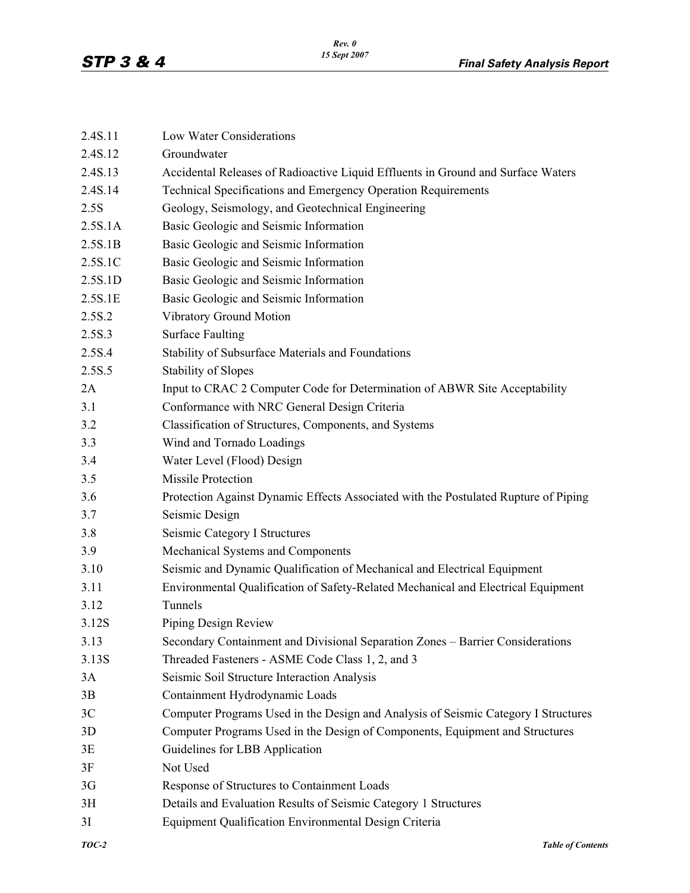| | |
|---|---|
| 2.4S.11 | Low Water Considerations |
| 2.4S.12 | Groundwater |
| 2.4S.13 | Accidental Releases of Radioactive Liquid Effluents in Ground and Surface Waters |
| 2.4S.14 | Technical Specifications and Emergency Operation Requirements |
| 2.5S | Geology, Seismology, and Geotechnical Engineering |
| 2.5S.1A | Basic Geologic and Seismic Information |
| 2.5S.1B | Basic Geologic and Seismic Information |
| 2.5S.1C | Basic Geologic and Seismic Information |
| 2.5S.1D | Basic Geologic and Seismic Information |
| 2.5S.1E | Basic Geologic and Seismic Information |
| 2.5S.2 | Vibratory Ground Motion |
| 2.5S.3 | Surface Faulting |
| 2.5S.4 | Stability of Subsurface Materials and Foundations |
| 2.5S.5 | Stability of Slopes |
| 2A | Input to CRAC 2 Computer Code for Determination of ABWR Site Acceptability |
| 3.1 | Conformance with NRC General Design Criteria |
| 3.2 | Classification of Structures, Components, and Systems |
| 3.3 | Wind and Tornado Loadings |
| 3.4 | Water Level (Flood) Design |
| 3.5 | Missile Protection |
| 3.6 | Protection Against Dynamic Effects Associated with the Postulated Rupture of Piping |
| 3.7 | Seismic Design |
| 3.8 | Seismic Category I Structures |
| 3.9 | Mechanical Systems and Components |
| 3.10 | Seismic and Dynamic Qualification of Mechanical and Electrical Equipment |
| 3.11 | Environmental Qualification of Safety-Related Mechanical and Electrical Equipment |
| 3.12 | Tunnels |
| 3.12S | Piping Design Review |
| 3.13 | Secondary Containment and Divisional Separation Zones – Barrier Considerations |
| 3.13S | Threaded Fasteners - ASME Code Class 1, 2, and 3 |
| 3A | Seismic Soil Structure Interaction Analysis |
| 3B | Containment Hydrodynamic Loads |
| 3C | Computer Programs Used in the Design and Analysis of Seismic Category I Structures |
| 3D | Computer Programs Used in the Design of Components, Equipment and Structures |
| 3E | Guidelines for LBB Application |
| 3F | Not Used |
| 3G | Response of Structures to Containment Loads |
| 3H | Details and Evaluation Results of Seismic Category 1 Structures |
| 3I | Equipment Qualification Environmental Design Criteria |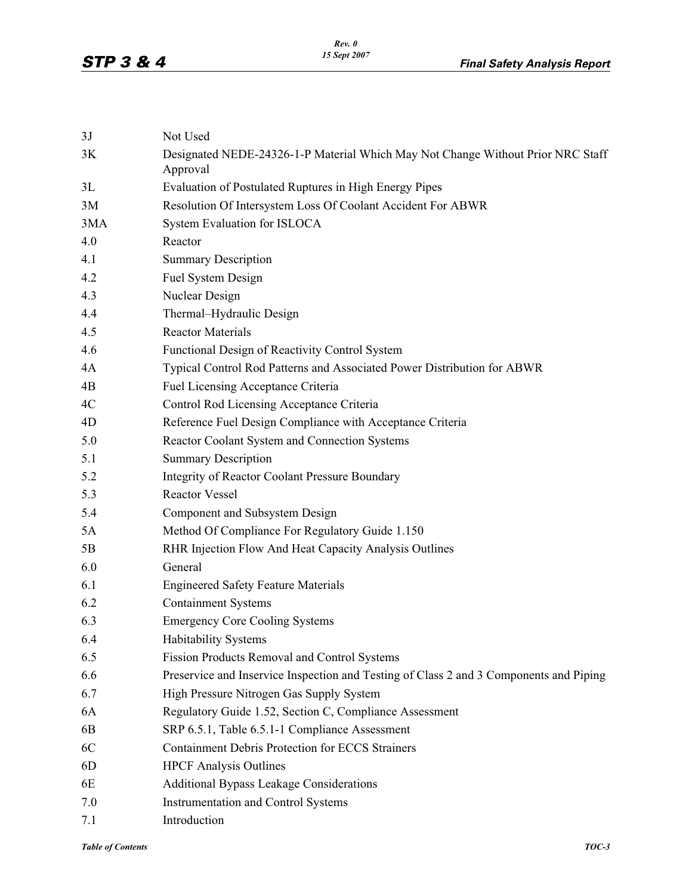| | |
|---|---|
| 3J | Not Used |
| 3K | Designated NEDE-24326-1-P Material Which May Not Change Without Prior NRC Staff Approval |
| 3L | Evaluation of Postulated Ruptures in High Energy Pipes |
| 3M | Resolution Of Intersystem Loss Of Coolant Accident For ABWR |
| 3MA | System Evaluation for ISLOCA |
| 4.0 | Reactor |
| 4.1 | Summary Description |
| 4.2 | Fuel System Design |
| 4.3 | Nuclear Design |
| 4.4 | Thermal–Hydraulic Design |
| 4.5 | Reactor Materials |
| 4.6 | Functional Design of Reactivity Control System |
| 4A | Typical Control Rod Patterns and Associated Power Distribution for ABWR |
| 4B | Fuel Licensing Acceptance Criteria |
| 4C | Control Rod Licensing Acceptance Criteria |
| 4D | Reference Fuel Design Compliance with Acceptance Criteria |
| 5.0 | Reactor Coolant System and Connection Systems |
| 5.1 | Summary Description |
| 5.2 | Integrity of Reactor Coolant Pressure Boundary |
| 5.3 | Reactor Vessel |
| 5.4 | Component and Subsystem Design |
| 5A | Method Of Compliance For Regulatory Guide 1.150 |
| 5B | RHR Injection Flow And Heat Capacity Analysis Outlines |
| 6.0 | General |
| 6.1 | Engineered Safety Feature Materials |
| 6.2 | Containment Systems |
| 6.3 | Emergency Core Cooling Systems |
| 6.4 | Habitability Systems |
| 6.5 | Fission Products Removal and Control Systems |
| 6.6 | Preservice and Inservice Inspection and Testing of Class 2 and 3 Components and Piping |
| 6.7 | High Pressure Nitrogen Gas Supply System |
| 6A | Regulatory Guide 1.52, Section C, Compliance Assessment |
| 6B | SRP 6.5.1, Table 6.5.1-1 Compliance Assessment |
| 6C | Containment Debris Protection for ECCS Strainers |
| 6D | HPCF Analysis Outlines |
| 6E | Additional Bypass Leakage Considerations |
| 7.0 | Instrumentation and Control Systems |
| 7.1 | Introduction |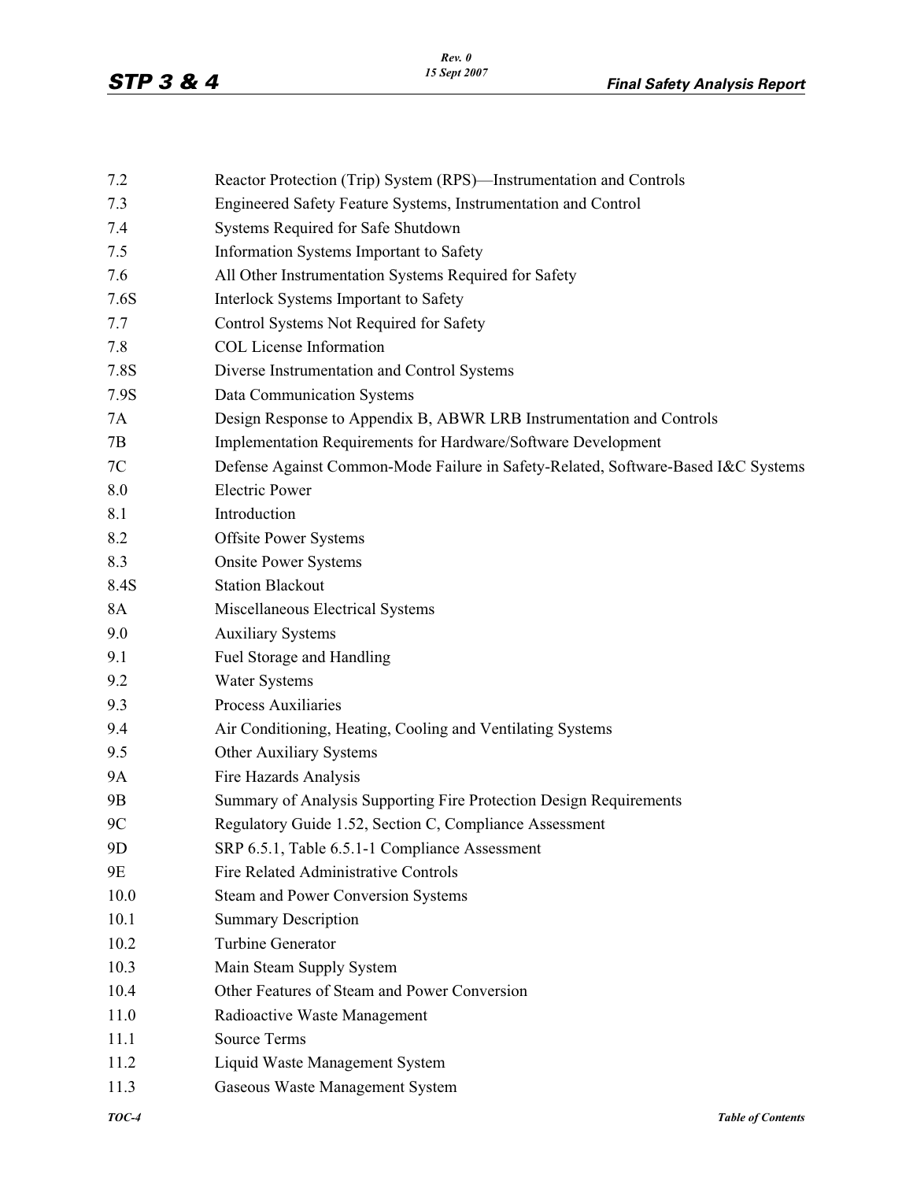| | |
|---|---|
| 7.2 | Reactor Protection (Trip) System (RPS)—Instrumentation and Controls |
| 7.3 | Engineered Safety Feature Systems, Instrumentation and Control |
| 7.4 | Systems Required for Safe Shutdown |
| 7.5 | Information Systems Important to Safety |
| 7.6 | All Other Instrumentation Systems Required for Safety |
| 7.6S | Interlock Systems Important to Safety |
| 7.7 | Control Systems Not Required for Safety |
| 7.8 | COL License Information |
| 7.8S | Diverse Instrumentation and Control Systems |
| 7.9S | Data Communication Systems |
| 7A | Design Response to Appendix B, ABWR LRB Instrumentation and Controls |
| 7B | Implementation Requirements for Hardware/Software Development |
| 7C | Defense Against Common-Mode Failure in Safety-Related, Software-Based I&C Systems |
| 8.0 | Electric Power |
| 8.1 | Introduction |
| 8.2 | Offsite Power Systems |
| 8.3 | Onsite Power Systems |
| 8.4S | Station Blackout |
| 8A | Miscellaneous Electrical Systems |
| 9.0 | Auxiliary Systems |
| 9.1 | Fuel Storage and Handling |
| 9.2 | Water Systems |
| 9.3 | Process Auxiliaries |
| 9.4 | Air Conditioning, Heating, Cooling and Ventilating Systems |
| 9.5 | Other Auxiliary Systems |
| 9A | Fire Hazards Analysis |
| 9B | Summary of Analysis Supporting Fire Protection Design Requirements |
| 9C | Regulatory Guide 1.52, Section C, Compliance Assessment |
| 9D | SRP 6.5.1, Table 6.5.1-1 Compliance Assessment |
| 9E | Fire Related Administrative Controls |
| 10.0 | Steam and Power Conversion Systems |
| 10.1 | Summary Description |
| 10.2 | Turbine Generator |
| 10.3 | Main Steam Supply System |
| 10.4 | Other Features of Steam and Power Conversion |
| 11.0 | Radioactive Waste Management |
| 11.1 | Source Terms |
| 11.2 | Liquid Waste Management System |
| 11.3 | Gaseous Waste Management System |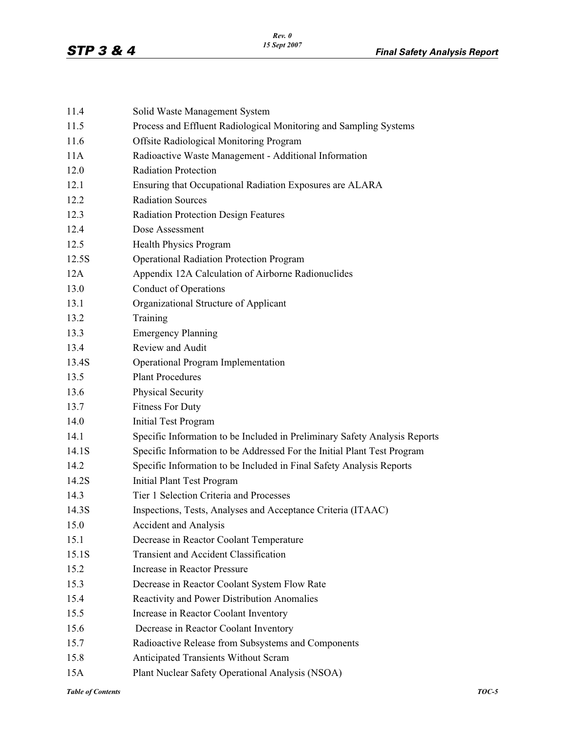| | |
|---|---|
| 11.4 | Solid Waste Management System |
| 11.5 | Process and Effluent Radiological Monitoring and Sampling Systems |
| 11.6 | Offsite Radiological Monitoring Program |
| 11A | Radioactive Waste Management - Additional Information |
| 12.0 | Radiation Protection |
| 12.1 | Ensuring that Occupational Radiation Exposures are ALARA |
| 12.2 | Radiation Sources |
| 12.3 | Radiation Protection Design Features |
| 12.4 | Dose Assessment |
| 12.5 | Health Physics Program |
| 12.5S | Operational Radiation Protection Program |
| 12A | Appendix 12A Calculation of Airborne Radionuclides |
| 13.0 | Conduct of Operations |
| 13.1 | Organizational Structure of Applicant |
| 13.2 | Training |
| 13.3 | Emergency Planning |
| 13.4 | Review and Audit |
| 13.4S | Operational Program Implementation |
| 13.5 | Plant Procedures |
| 13.6 | Physical Security |
| 13.7 | Fitness For Duty |
| 14.0 | Initial Test Program |
| 14.1 | Specific Information to be Included in Preliminary Safety Analysis Reports |
| 14.1S | Specific Information to be Addressed For the Initial Plant Test Program |
| 14.2 | Specific Information to be Included in Final Safety Analysis Reports |
| 14.2S | Initial Plant Test Program |
| 14.3 | Tier 1 Selection Criteria and Processes |
| 14.3S | Inspections, Tests, Analyses and Acceptance Criteria (ITAAC) |
| 15.0 | Accident and Analysis |
| 15.1 | Decrease in Reactor Coolant Temperature |
| 15.1S | Transient and Accident Classification |
| 15.2 | Increase in Reactor Pressure |
| 15.3 | Decrease in Reactor Coolant System Flow Rate |
| 15.4 | Reactivity and Power Distribution Anomalies |
| 15.5 | Increase in Reactor Coolant Inventory |
| 15.6 | Decrease in Reactor Coolant Inventory |
| 15.7 | Radioactive Release from Subsystems and Components |
| 15.8 | Anticipated Transients Without Scram |
| 15A | Plant Nuclear Safety Operational Analysis (NSOA) |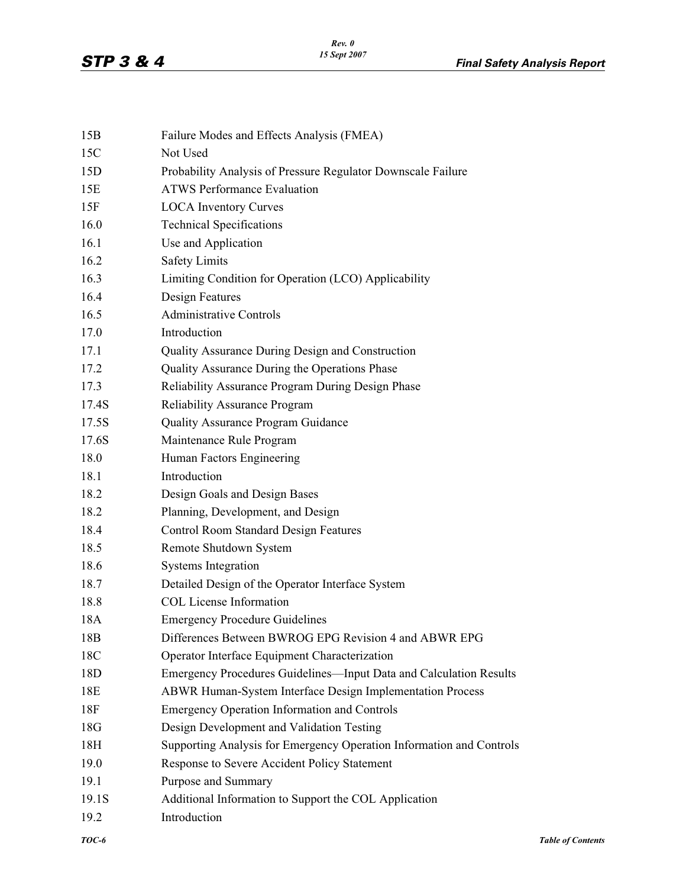| | |
|---|---|
| 15B | Failure Modes and Effects Analysis (FMEA) |
| 15C | Not Used |
| 15D | Probability Analysis of Pressure Regulator Downscale Failure |
| 15E | ATWS Performance Evaluation |
| 15F | LOCA Inventory Curves |
| 16.0 | Technical Specifications |
| 16.1 | Use and Application |
| 16.2 | Safety Limits |
| 16.3 | Limiting Condition for Operation (LCO) Applicability |
| 16.4 | Design Features |
| 16.5 | Administrative Controls |
| 17.0 | Introduction |
| 17.1 | Quality Assurance During Design and Construction |
| 17.2 | Quality Assurance During the Operations Phase |
| 17.3 | Reliability Assurance Program During Design Phase |
| 17.4S | Reliability Assurance Program |
| 17.5S | Quality Assurance Program Guidance |
| 17.6S | Maintenance Rule Program |
| 18.0 | Human Factors Engineering |
| 18.1 | Introduction |
| 18.2 | Design Goals and Design Bases |
| 18.2 | Planning, Development, and Design |
| 18.4 | Control Room Standard Design Features |
| 18.5 | Remote Shutdown System |
| 18.6 | Systems Integration |
| 18.7 | Detailed Design of the Operator Interface System |
| 18.8 | COL License Information |
| 18A | Emergency Procedure Guidelines |
| 18B | Differences Between BWROG EPG Revision 4 and ABWR EPG |
| 18C | Operator Interface Equipment Characterization |
| 18D | Emergency Procedures Guidelines—Input Data and Calculation Results |
| 18E | ABWR Human-System Interface Design Implementation Process |
| 18F | Emergency Operation Information and Controls |
| 18G | Design Development and Validation Testing |
| 18H | Supporting Analysis for Emergency Operation Information and Controls |
| 19.0 | Response to Severe Accident Policy Statement |
| 19.1 | Purpose and Summary |
| 19.1S | Additional Information to Support the COL Application |
| 19.2 | Introduction |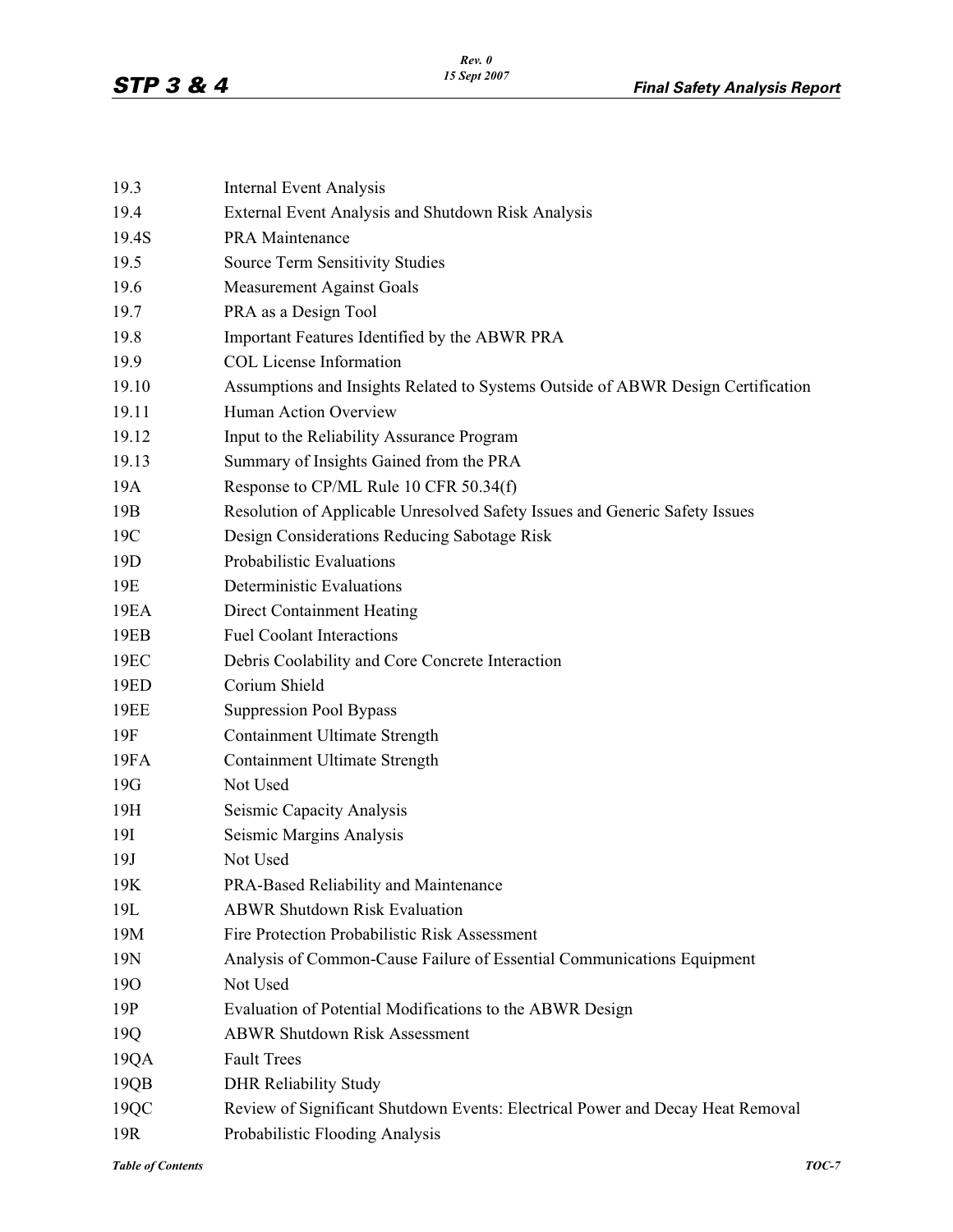| | |
|---|---|
| 19.3 | Internal Event Analysis |
| 19.4 | External Event Analysis and Shutdown Risk Analysis |
| 19.4S | PRA Maintenance |
| 19.5 | Source Term Sensitivity Studies |
| 19.6 | Measurement Against Goals |
| 19.7 | PRA as a Design Tool |
| 19.8 | Important Features Identified by the ABWR PRA |
| 19.9 | COL License Information |
| 19.10 | Assumptions and Insights Related to Systems Outside of ABWR Design Certification |
| 19.11 | Human Action Overview |
| 19.12 | Input to the Reliability Assurance Program |
| 19.13 | Summary of Insights Gained from the PRA |
| 19A | Response to CP/ML Rule 10 CFR 50.34(f) |
| 19B | Resolution of Applicable Unresolved Safety Issues and Generic Safety Issues |
| 19C | Design Considerations Reducing Sabotage Risk |
| 19D | Probabilistic Evaluations |
| 19E | Deterministic Evaluations |
| 19EA | Direct Containment Heating |
| 19EB | Fuel Coolant Interactions |
| 19EC | Debris Coolability and Core Concrete Interaction |
| 19ED | Corium Shield |
| 19EE | Suppression Pool Bypass |
| 19F | Containment Ultimate Strength |
| 19FA | Containment Ultimate Strength |
| 19G | Not Used |
| 19H | Seismic Capacity Analysis |
| 19I | Seismic Margins Analysis |
| 19J | Not Used |
| 19K | PRA-Based Reliability and Maintenance |
| 19L | ABWR Shutdown Risk Evaluation |
| 19M | Fire Protection Probabilistic Risk Assessment |
| 19N | Analysis of Common-Cause Failure of Essential Communications Equipment |
| 19O | Not Used |
| 19P | Evaluation of Potential Modifications to the ABWR Design |
| 19Q | ABWR Shutdown Risk Assessment |
| 19QA | Fault Trees |
| 19QB | DHR Reliability Study |
| 19QC | Review of Significant Shutdown Events: Electrical Power and Decay Heat Removal |
| 19R | Probabilistic Flooding Analysis |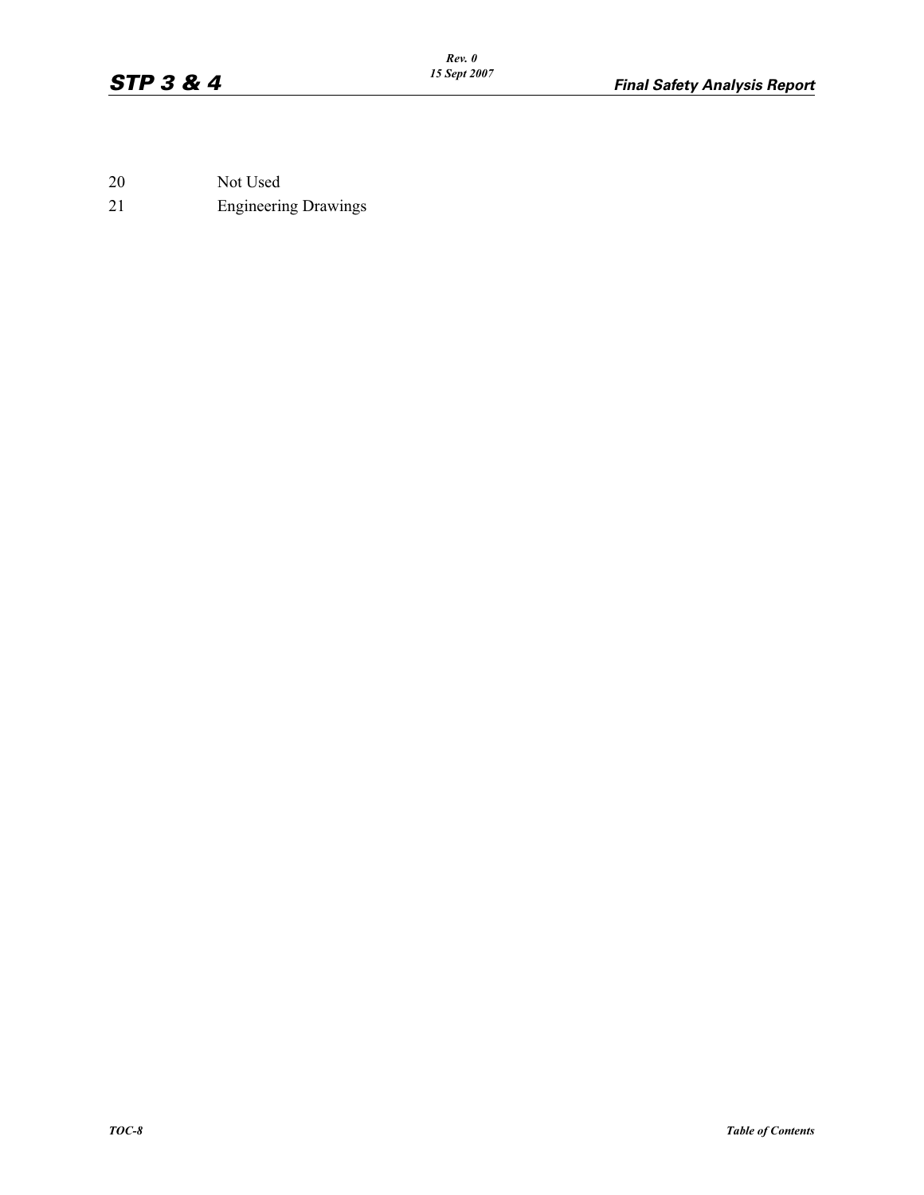20 Not Used

21 Engineering Drawings